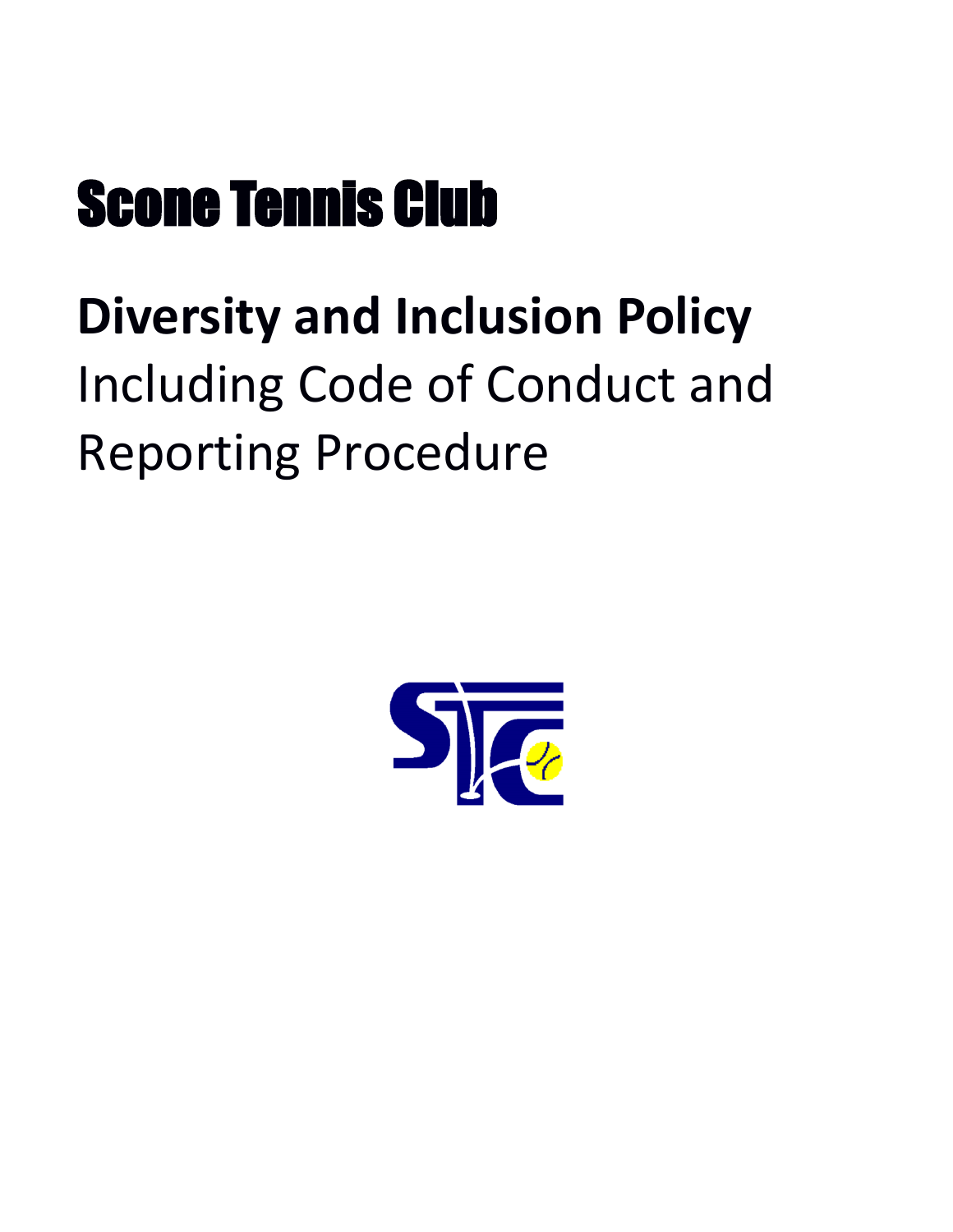# Scone Tennis Club

## **Diversity and Inclusion Policy**

## Including Code of Conduct and Reporting Procedure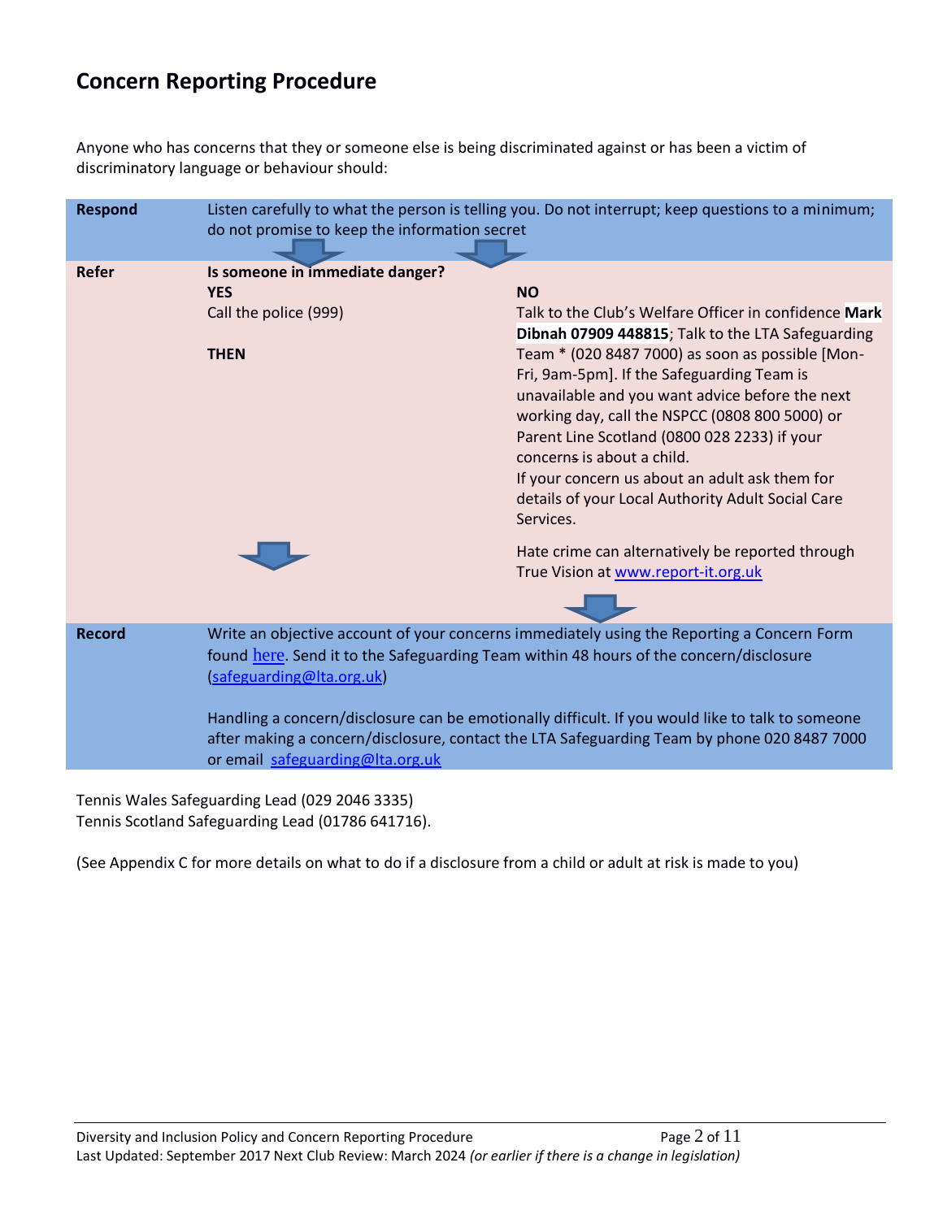## Concern Reporting Procedure

Anyone who has concerns that they or someone else is being discriminated against or has been a victim of discriminatory language or behaviour should:

| | | |
|---|---|---|
| **Respond** | Listen carefully to what the person is telling you. Do not interrupt; keep questions to a minimum; do not promise to keep the information secret | |
| **Refer** | **Is someone in immediate danger?**<br>**YES**<br>Call the police (999)<br><br>**THEN** | **NO**<br>Talk to the Club's Welfare Officer in confidence **Mark Dibnah 07909 448815**; Talk to the LTA Safeguarding Team * (020 8487 7000) as soon as possible [Mon-Fri, 9am-5pm]. If the Safeguarding Team is unavailable and you want advice before the next working day, call the NSPCC (0808 800 5000) or Parent Line Scotland (0800 028 2233) if your concerns is about a child.<br>If your concern us about an adult ask them for details of your Local Authority Adult Social Care Services.<br><br>Hate crime can alternatively be reported through True Vision at [www.report-it.org.uk](www.report-it.org.uk) |
| **Record** | Write an objective account of your concerns immediately using the Reporting a Concern Form found here. Send it to the Safeguarding Team within 48 hours of the concern/disclosure (safeguarding@lta.org.uk)<br><br>Handling a concern/disclosure can be emotionally difficult. If you would like to talk to someone after making a concern/disclosure, contact the LTA Safeguarding Team by phone 020 8487 7000 or email safeguarding@lta.org.uk | |

Tennis Wales Safeguarding Lead (029 2046 3335)
Tennis Scotland Safeguarding Lead (01786 641716).

(See Appendix C for more details on what to do if a disclosure from a child or adult at risk is made to you)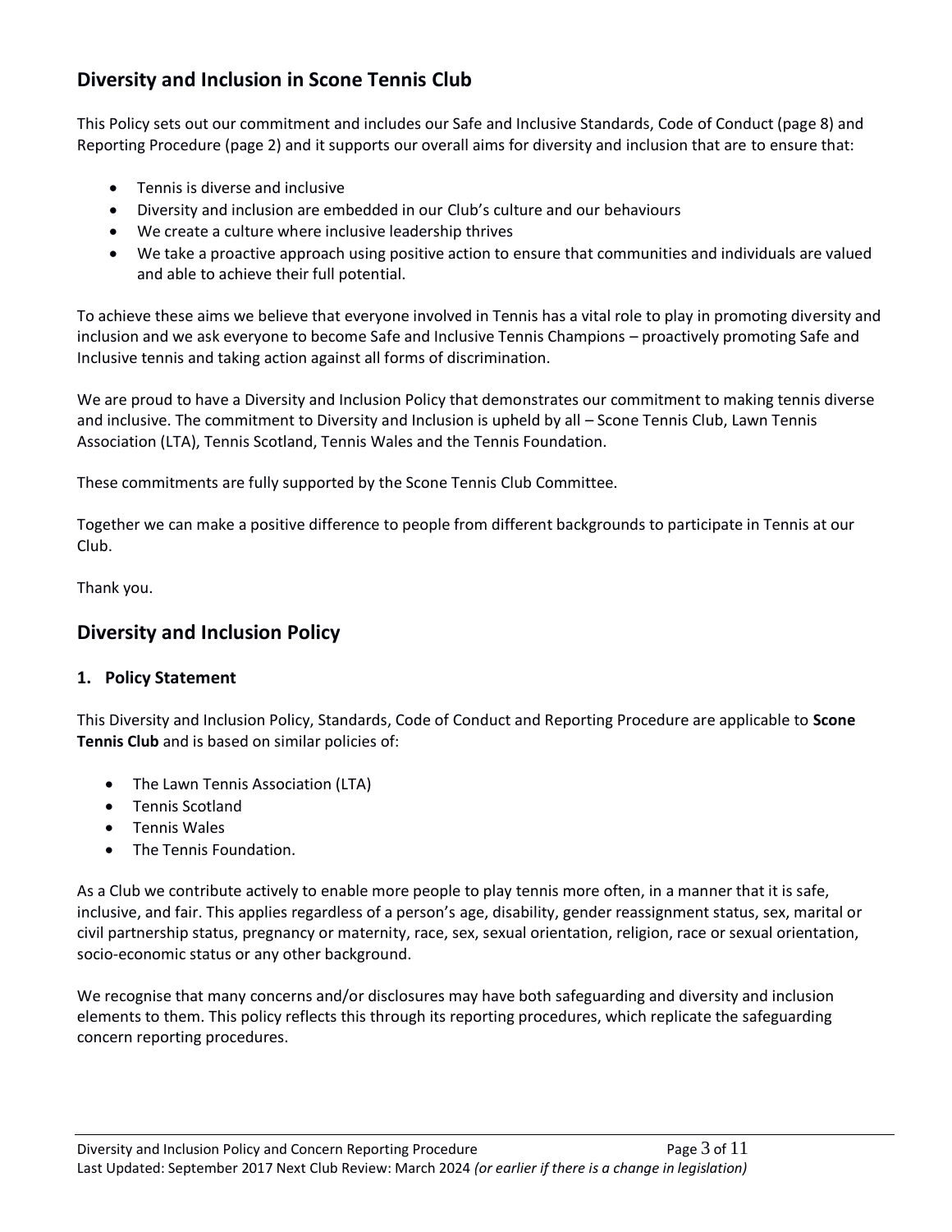## Diversity and Inclusion in Scone Tennis Club

This Policy sets out our commitment and includes our Safe and Inclusive Standards, Code of Conduct (page 8) and Reporting Procedure (page 2) and it supports our overall aims for diversity and inclusion that are to ensure that:

- Tennis is diverse and inclusive
- Diversity and inclusion are embedded in our Club's culture and our behaviours
- We create a culture where inclusive leadership thrives
- We take a proactive approach using positive action to ensure that communities and individuals are valued and able to achieve their full potential.

To achieve these aims we believe that everyone involved in Tennis has a vital role to play in promoting diversity and inclusion and we ask everyone to become Safe and Inclusive Tennis Champions – proactively promoting Safe and Inclusive tennis and taking action against all forms of discrimination.

We are proud to have a Diversity and Inclusion Policy that demonstrates our commitment to making tennis diverse and inclusive. The commitment to Diversity and Inclusion is upheld by all – Scone Tennis Club, Lawn Tennis Association (LTA), Tennis Scotland, Tennis Wales and the Tennis Foundation.

These commitments are fully supported by the Scone Tennis Club Committee.

Together we can make a positive difference to people from different backgrounds to participate in Tennis at our Club.

Thank you.

## Diversity and Inclusion Policy

### 1. Policy Statement

This Diversity and Inclusion Policy, Standards, Code of Conduct and Reporting Procedure are applicable to **Scone Tennis Club** and is based on similar policies of:

- The Lawn Tennis Association (LTA)
- Tennis Scotland
- Tennis Wales
- The Tennis Foundation.

As a Club we contribute actively to enable more people to play tennis more often, in a manner that it is safe, inclusive, and fair. This applies regardless of a person's age, disability, gender reassignment status, sex, marital or civil partnership status, pregnancy or maternity, race, sex, sexual orientation, religion, race or sexual orientation, socio-economic status or any other background.

We recognise that many concerns and/or disclosures may have both safeguarding and diversity and inclusion elements to them. This policy reflects this through its reporting procedures, which replicate the safeguarding concern reporting procedures.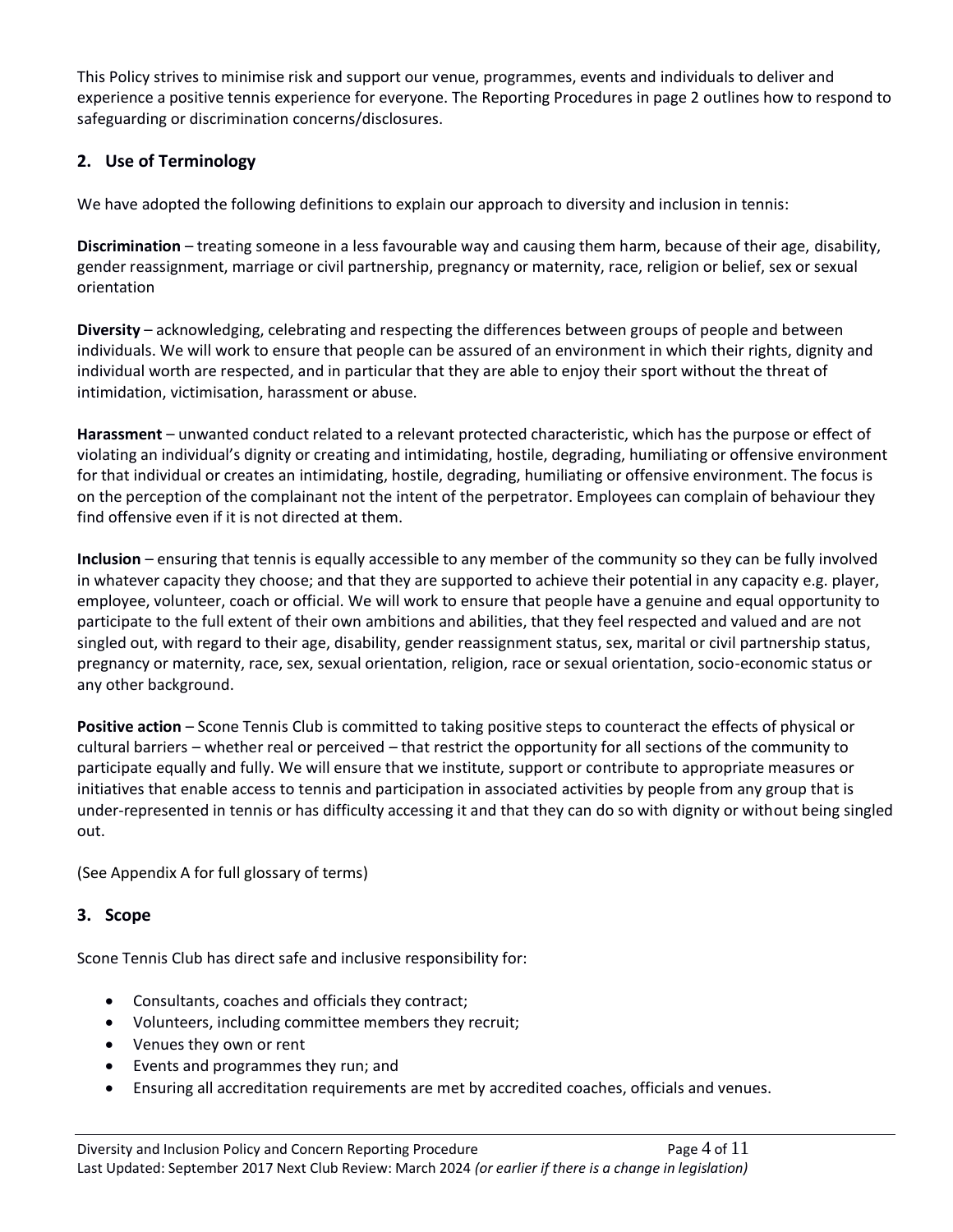This Policy strives to minimise risk and support our venue, programmes, events and individuals to deliver and experience a positive tennis experience for everyone. The Reporting Procedures in page 2 outlines how to respond to safeguarding or discrimination concerns/disclosures.

## 2. Use of Terminology

We have adopted the following definitions to explain our approach to diversity and inclusion in tennis:

**Discrimination** – treating someone in a less favourable way and causing them harm, because of their age, disability, gender reassignment, marriage or civil partnership, pregnancy or maternity, race, religion or belief, sex or sexual orientation

**Diversity** – acknowledging, celebrating and respecting the differences between groups of people and between individuals. We will work to ensure that people can be assured of an environment in which their rights, dignity and individual worth are respected, and in particular that they are able to enjoy their sport without the threat of intimidation, victimisation, harassment or abuse.

**Harassment** – unwanted conduct related to a relevant protected characteristic, which has the purpose or effect of violating an individual's dignity or creating and intimidating, hostile, degrading, humiliating or offensive environment for that individual or creates an intimidating, hostile, degrading, humiliating or offensive environment. The focus is on the perception of the complainant not the intent of the perpetrator. Employees can complain of behaviour they find offensive even if it is not directed at them.

**Inclusion** – ensuring that tennis is equally accessible to any member of the community so they can be fully involved in whatever capacity they choose; and that they are supported to achieve their potential in any capacity e.g. player, employee, volunteer, coach or official. We will work to ensure that people have a genuine and equal opportunity to participate to the full extent of their own ambitions and abilities, that they feel respected and valued and are not singled out, with regard to their age, disability, gender reassignment status, sex, marital or civil partnership status, pregnancy or maternity, race, sex, sexual orientation, religion, race or sexual orientation, socio-economic status or any other background.

**Positive action** – Scone Tennis Club is committed to taking positive steps to counteract the effects of physical or cultural barriers – whether real or perceived – that restrict the opportunity for all sections of the community to participate equally and fully. We will ensure that we institute, support or contribute to appropriate measures or initiatives that enable access to tennis and participation in associated activities by people from any group that is under-represented in tennis or has difficulty accessing it and that they can do so with dignity or without being singled out.

(See Appendix A for full glossary of terms)

## 3. Scope

Scone Tennis Club has direct safe and inclusive responsibility for:

- Consultants, coaches and officials they contract;
- Volunteers, including committee members they recruit;
- Venues they own or rent
- Events and programmes they run; and
- Ensuring all accreditation requirements are met by accredited coaches, officials and venues.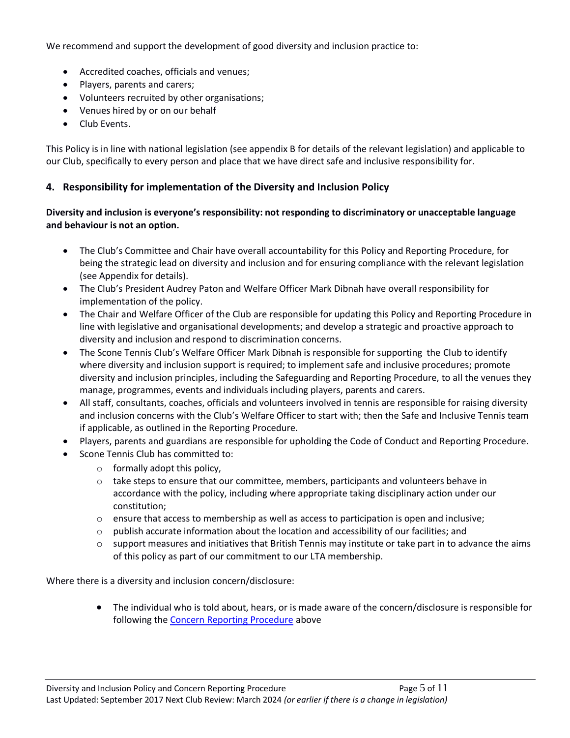We recommend and support the development of good diversity and inclusion practice to:

- Accredited coaches, officials and venues;
- Players, parents and carers;
- Volunteers recruited by other organisations;
- Venues hired by or on our behalf
- Club Events.

This Policy is in line with national legislation (see appendix B for details of the relevant legislation) and applicable to our Club, specifically to every person and place that we have direct safe and inclusive responsibility for.

## 4. Responsibility for implementation of the Diversity and Inclusion Policy

**Diversity and inclusion is everyone's responsibility: not responding to discriminatory or unacceptable language and behaviour is not an option.**

- The Club's Committee and Chair have overall accountability for this Policy and Reporting Procedure, for being the strategic lead on diversity and inclusion and for ensuring compliance with the relevant legislation (see Appendix for details).
- The Club's President Audrey Paton and Welfare Officer Mark Dibnah have overall responsibility for implementation of the policy.
- The Chair and Welfare Officer of the Club are responsible for updating this Policy and Reporting Procedure in line with legislative and organisational developments; and develop a strategic and proactive approach to diversity and inclusion and respond to discrimination concerns.
- The Scone Tennis Club's Welfare Officer Mark Dibnah is responsible for supporting the Club to identify where diversity and inclusion support is required; to implement safe and inclusive procedures; promote diversity and inclusion principles, including the Safeguarding and Reporting Procedure, to all the venues they manage, programmes, events and individuals including players, parents and carers.
- All staff, consultants, coaches, officials and volunteers involved in tennis are responsible for raising diversity and inclusion concerns with the Club's Welfare Officer to start with; then the Safe and Inclusive Tennis team if applicable, as outlined in the Reporting Procedure.
- Players, parents and guardians are responsible for upholding the Code of Conduct and Reporting Procedure.
- Scone Tennis Club has committed to:
  - formally adopt this policy,
  - take steps to ensure that our committee, members, participants and volunteers behave in accordance with the policy, including where appropriate taking disciplinary action under our constitution;
  - ensure that access to membership as well as access to participation is open and inclusive;
  - publish accurate information about the location and accessibility of our facilities; and
  - support measures and initiatives that British Tennis may institute or take part in to advance the aims of this policy as part of our commitment to our LTA membership.

Where there is a diversity and inclusion concern/disclosure:

- The individual who is told about, hears, or is made aware of the concern/disclosure is responsible for following the [Concern Reporting Procedure] above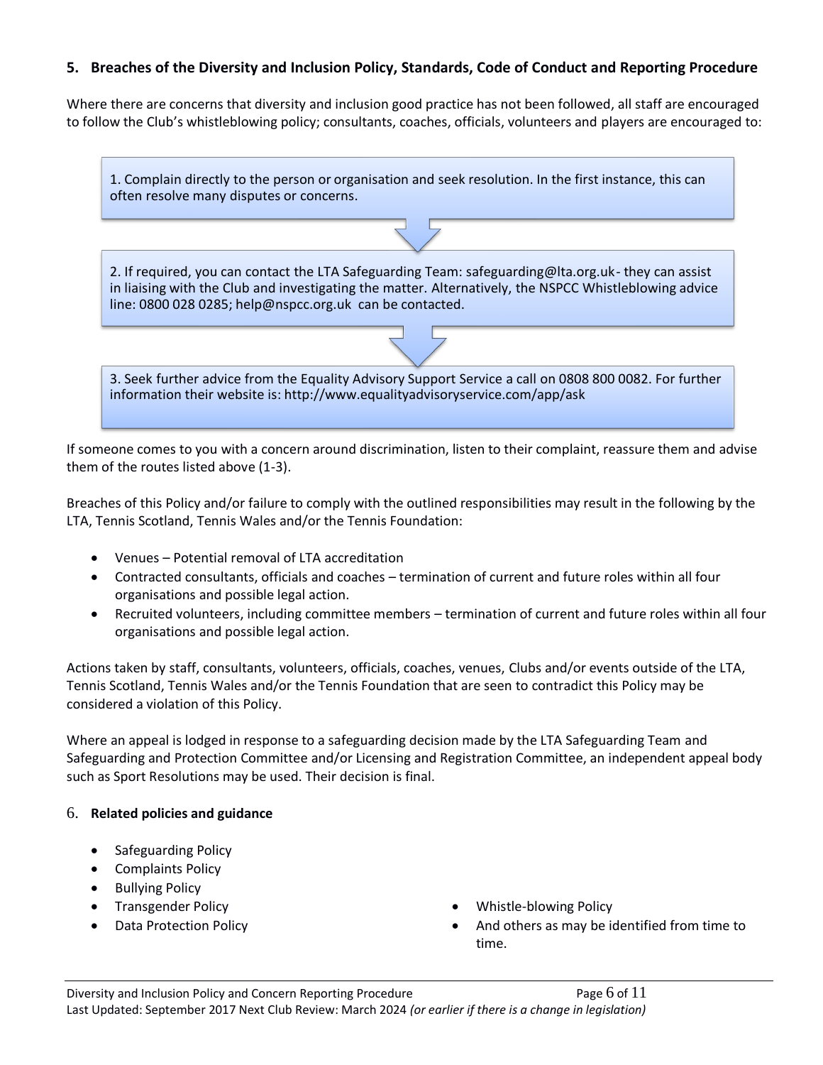## 5. Breaches of the Diversity and Inclusion Policy, Standards, Code of Conduct and Reporting Procedure

Where there are concerns that diversity and inclusion good practice has not been followed, all staff are encouraged to follow the Club's whistleblowing policy; consultants, coaches, officials, volunteers and players are encouraged to:

1. Complain directly to the person or organisation and seek resolution. In the first instance, this can often resolve many disputes or concerns.

2. If required, you can contact the LTA Safeguarding Team: safeguarding@lta.org.uk - they can assist in liaising with the Club and investigating the matter. Alternatively, the NSPCC Whistleblowing advice line: 0800 028 0285; help@nspcc.org.uk can be contacted.

3. Seek further advice from the Equality Advisory Support Service a call on 0808 800 0082. For further information their website is: http://www.equalityadvisoryservice.com/app/ask

If someone comes to you with a concern around discrimination, listen to their complaint, reassure them and advise them of the routes listed above (1-3).

Breaches of this Policy and/or failure to comply with the outlined responsibilities may result in the following by the LTA, Tennis Scotland, Tennis Wales and/or the Tennis Foundation:

- Venues – Potential removal of LTA accreditation
- Contracted consultants, officials and coaches – termination of current and future roles within all four organisations and possible legal action.
- Recruited volunteers, including committee members – termination of current and future roles within all four organisations and possible legal action.

Actions taken by staff, consultants, volunteers, officials, coaches, venues, Clubs and/or events outside of the LTA, Tennis Scotland, Tennis Wales and/or the Tennis Foundation that are seen to contradict this Policy may be considered a violation of this Policy.

Where an appeal is lodged in response to a safeguarding decision made by the LTA Safeguarding Team and Safeguarding and Protection Committee and/or Licensing and Registration Committee, an independent appeal body such as Sport Resolutions may be used. Their decision is final.

## 6. Related policies and guidance

- Safeguarding Policy
- Complaints Policy
- Bullying Policy
- Transgender Policy
- Data Protection Policy
- Whistle-blowing Policy
- And others as may be identified from time to time.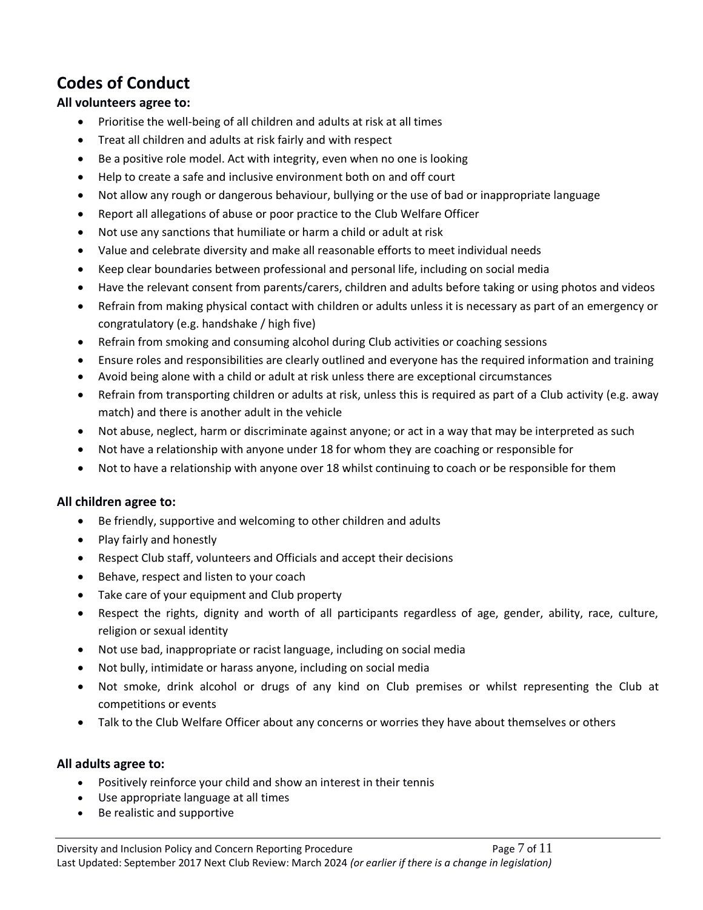## Codes of Conduct

**All volunteers agree to:**

- Prioritise the well-being of all children and adults at risk at all times
- Treat all children and adults at risk fairly and with respect
- Be a positive role model. Act with integrity, even when no one is looking
- Help to create a safe and inclusive environment both on and off court
- Not allow any rough or dangerous behaviour, bullying or the use of bad or inappropriate language
- Report all allegations of abuse or poor practice to the Club Welfare Officer
- Not use any sanctions that humiliate or harm a child or adult at risk
- Value and celebrate diversity and make all reasonable efforts to meet individual needs
- Keep clear boundaries between professional and personal life, including on social media
- Have the relevant consent from parents/carers, children and adults before taking or using photos and videos
- Refrain from making physical contact with children or adults unless it is necessary as part of an emergency or congratulatory (e.g. handshake / high five)
- Refrain from smoking and consuming alcohol during Club activities or coaching sessions
- Ensure roles and responsibilities are clearly outlined and everyone has the required information and training
- Avoid being alone with a child or adult at risk unless there are exceptional circumstances
- Refrain from transporting children or adults at risk, unless this is required as part of a Club activity (e.g. away match) and there is another adult in the vehicle
- Not abuse, neglect, harm or discriminate against anyone; or act in a way that may be interpreted as such
- Not have a relationship with anyone under 18 for whom they are coaching or responsible for
- Not to have a relationship with anyone over 18 whilst continuing to coach or be responsible for them

**All children agree to:**

- Be friendly, supportive and welcoming to other children and adults
- Play fairly and honestly
- Respect Club staff, volunteers and Officials and accept their decisions
- Behave, respect and listen to your coach
- Take care of your equipment and Club property
- Respect the rights, dignity and worth of all participants regardless of age, gender, ability, race, culture, religion or sexual identity
- Not use bad, inappropriate or racist language, including on social media
- Not bully, intimidate or harass anyone, including on social media
- Not smoke, drink alcohol or drugs of any kind on Club premises or whilst representing the Club at competitions or events
- Talk to the Club Welfare Officer about any concerns or worries they have about themselves or others

**All adults agree to:**

- Positively reinforce your child and show an interest in their tennis
- Use appropriate language at all times
- Be realistic and supportive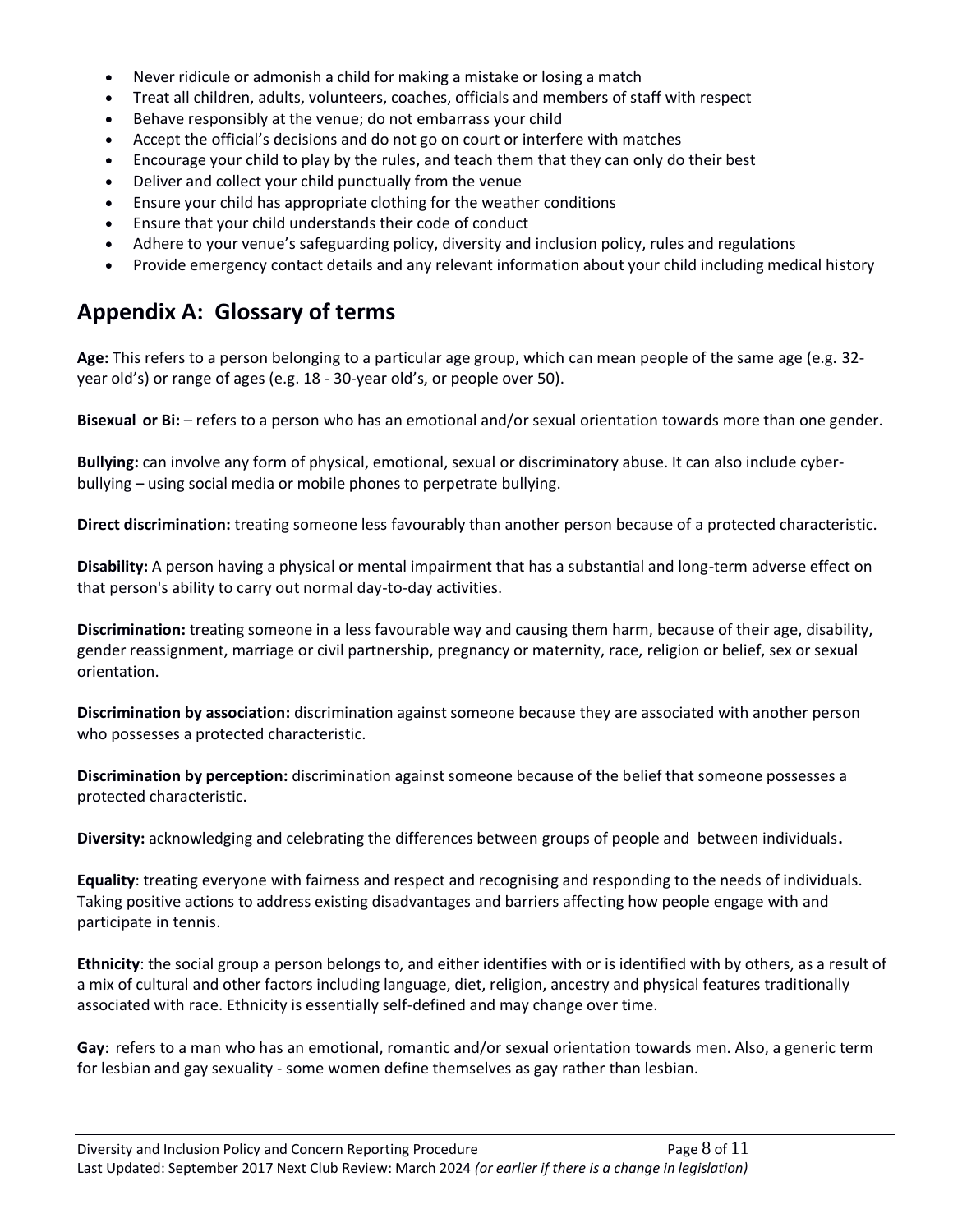- Never ridicule or admonish a child for making a mistake or losing a match
- Treat all children, adults, volunteers, coaches, officials and members of staff with respect
- Behave responsibly at the venue; do not embarrass your child
- Accept the official's decisions and do not go on court or interfere with matches
- Encourage your child to play by the rules, and teach them that they can only do their best
- Deliver and collect your child punctually from the venue
- Ensure your child has appropriate clothing for the weather conditions
- Ensure that your child understands their code of conduct
- Adhere to your venue's safeguarding policy, diversity and inclusion policy, rules and regulations
- Provide emergency contact details and any relevant information about your child including medical history

## Appendix A: Glossary of terms

**Age:** This refers to a person belonging to a particular age group, which can mean people of the same age (e.g. 32-year old's) or range of ages (e.g. 18 - 30-year old's, or people over 50).

**Bisexual or Bi:** – refers to a person who has an emotional and/or sexual orientation towards more than one gender.

**Bullying:** can involve any form of physical, emotional, sexual or discriminatory abuse. It can also include cyber-bullying – using social media or mobile phones to perpetrate bullying.

**Direct discrimination:** treating someone less favourably than another person because of a protected characteristic.

**Disability:** A person having a physical or mental impairment that has a substantial and long-term adverse effect on that person's ability to carry out normal day-to-day activities.

**Discrimination:** treating someone in a less favourable way and causing them harm, because of their age, disability, gender reassignment, marriage or civil partnership, pregnancy or maternity, race, religion or belief, sex or sexual orientation.

**Discrimination by association:** discrimination against someone because they are associated with another person who possesses a protected characteristic.

**Discrimination by perception:** discrimination against someone because of the belief that someone possesses a protected characteristic.

**Diversity:** acknowledging and celebrating the differences between groups of people and between individuals**.**

**Equality**: treating everyone with fairness and respect and recognising and responding to the needs of individuals. Taking positive actions to address existing disadvantages and barriers affecting how people engage with and participate in tennis.

**Ethnicity**: the social group a person belongs to, and either identifies with or is identified with by others, as a result of a mix of cultural and other factors including language, diet, religion, ancestry and physical features traditionally associated with race. Ethnicity is essentially self-defined and may change over time.

**Gay**: refers to a man who has an emotional, romantic and/or sexual orientation towards men. Also, a generic term for lesbian and gay sexuality - some women define themselves as gay rather than lesbian.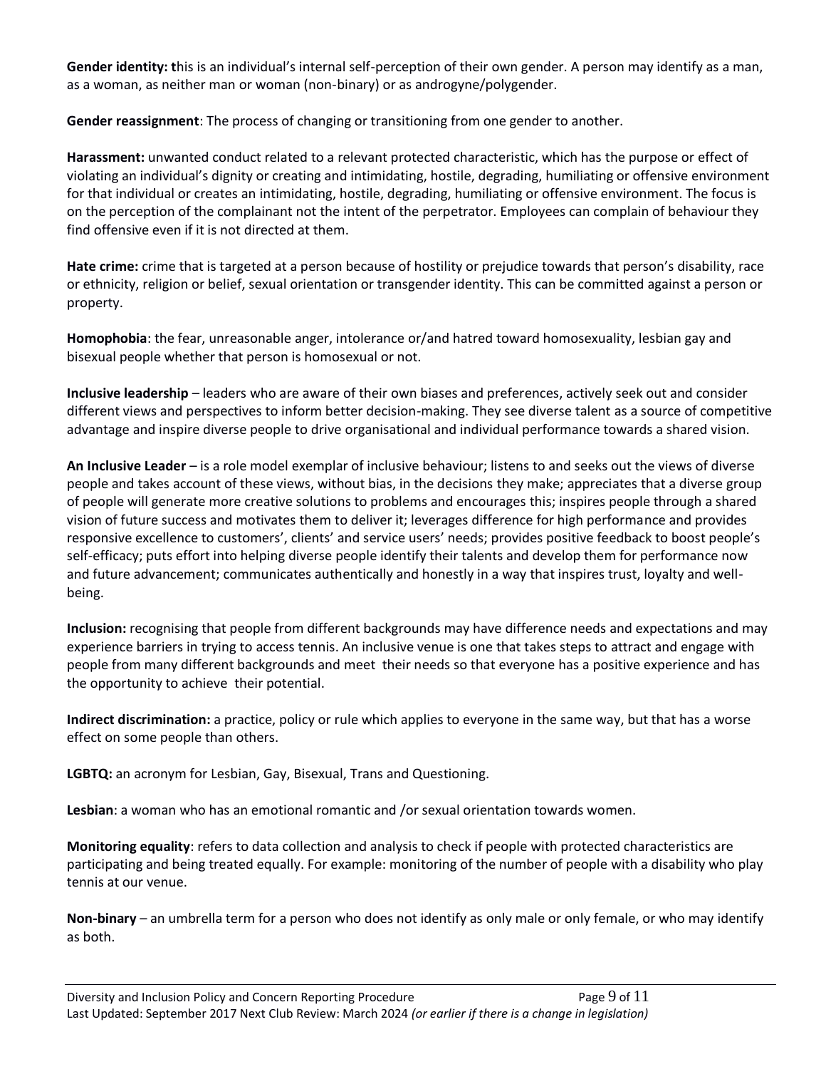**Gender identity: t**his is an individual's internal self-perception of their own gender. A person may identify as a man, as a woman, as neither man or woman (non-binary) or as androgyne/polygender.

**Gender reassignment**: The process of changing or transitioning from one gender to another.

**Harassment:** unwanted conduct related to a relevant protected characteristic, which has the purpose or effect of violating an individual's dignity or creating and intimidating, hostile, degrading, humiliating or offensive environment for that individual or creates an intimidating, hostile, degrading, humiliating or offensive environment. The focus is on the perception of the complainant not the intent of the perpetrator. Employees can complain of behaviour they find offensive even if it is not directed at them.

**Hate crime:** crime that is targeted at a person because of hostility or prejudice towards that person's disability, race or ethnicity, religion or belief, sexual orientation or transgender identity. This can be committed against a person or property.

**Homophobia**: the fear, unreasonable anger, intolerance or/and hatred toward homosexuality, lesbian gay and bisexual people whether that person is homosexual or not.

**Inclusive leadership** – leaders who are aware of their own biases and preferences, actively seek out and consider different views and perspectives to inform better decision-making. They see diverse talent as a source of competitive advantage and inspire diverse people to drive organisational and individual performance towards a shared vision.

**An Inclusive Leader** – is a role model exemplar of inclusive behaviour; listens to and seeks out the views of diverse people and takes account of these views, without bias, in the decisions they make; appreciates that a diverse group of people will generate more creative solutions to problems and encourages this; inspires people through a shared vision of future success and motivates them to deliver it; leverages difference for high performance and provides responsive excellence to customers', clients' and service users' needs; provides positive feedback to boost people's self-efficacy; puts effort into helping diverse people identify their talents and develop them for performance now and future advancement; communicates authentically and honestly in a way that inspires trust, loyalty and well-being.

**Inclusion:** recognising that people from different backgrounds may have difference needs and expectations and may experience barriers in trying to access tennis. An inclusive venue is one that takes steps to attract and engage with people from many different backgrounds and meet their needs so that everyone has a positive experience and has the opportunity to achieve their potential.

**Indirect discrimination:** a practice, policy or rule which applies to everyone in the same way, but that has a worse effect on some people than others.

**LGBTQ:** an acronym for Lesbian, Gay, Bisexual, Trans and Questioning.

**Lesbian**: a woman who has an emotional romantic and /or sexual orientation towards women.

**Monitoring equality**: refers to data collection and analysis to check if people with protected characteristics are participating and being treated equally. For example: monitoring of the number of people with a disability who play tennis at our venue.

**Non-binary** – an umbrella term for a person who does not identify as only male or only female, or who may identify as both.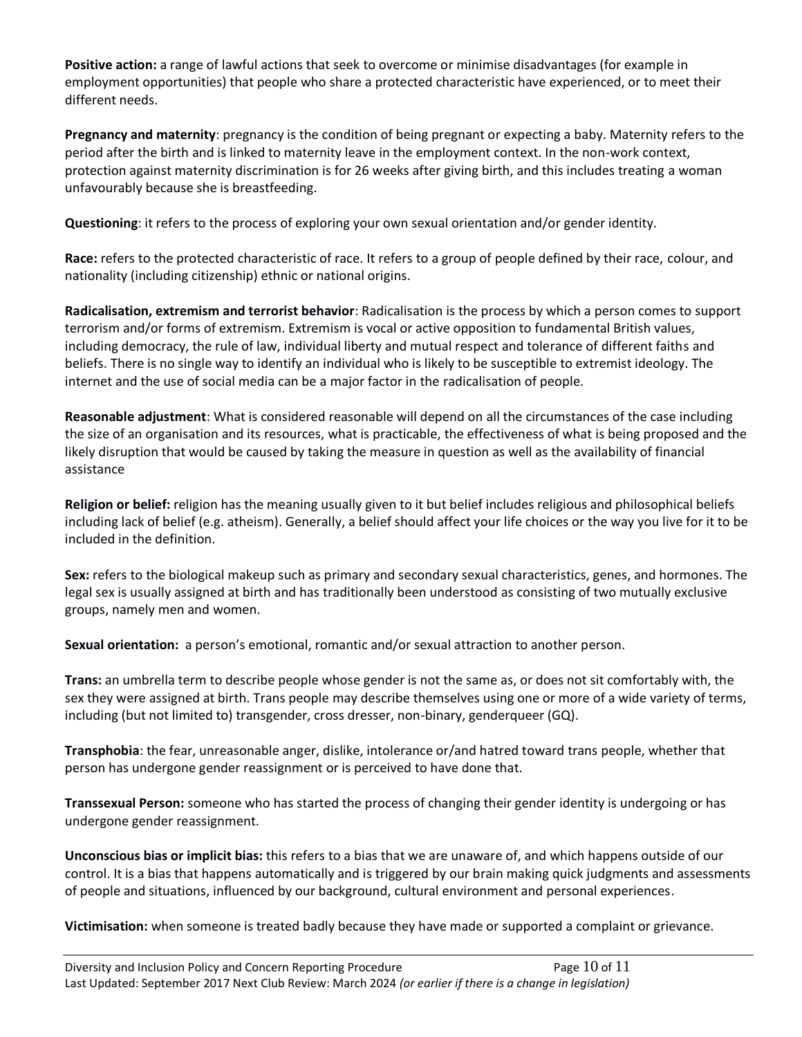**Positive action:** a range of lawful actions that seek to overcome or minimise disadvantages (for example in employment opportunities) that people who share a protected characteristic have experienced, or to meet their different needs.

**Pregnancy and maternity**: pregnancy is the condition of being pregnant or expecting a baby. Maternity refers to the period after the birth and is linked to maternity leave in the employment context. In the non-work context, protection against maternity discrimination is for 26 weeks after giving birth, and this includes treating a woman unfavourably because she is breastfeeding.

**Questioning**: it refers to the process of exploring your own sexual orientation and/or gender identity.

**Race:** refers to the protected characteristic of race. It refers to a group of people defined by their race, colour, and nationality (including citizenship) ethnic or national origins.

**Radicalisation, extremism and terrorist behavior**: Radicalisation is the process by which a person comes to support terrorism and/or forms of extremism. Extremism is vocal or active opposition to fundamental British values, including democracy, the rule of law, individual liberty and mutual respect and tolerance of different faiths and beliefs. There is no single way to identify an individual who is likely to be susceptible to extremist ideology. The internet and the use of social media can be a major factor in the radicalisation of people.

**Reasonable adjustment**: What is considered reasonable will depend on all the circumstances of the case including the size of an organisation and its resources, what is practicable, the effectiveness of what is being proposed and the likely disruption that would be caused by taking the measure in question as well as the availability of financial assistance

**Religion or belief:** religion has the meaning usually given to it but belief includes religious and philosophical beliefs including lack of belief (e.g. atheism). Generally, a belief should affect your life choices or the way you live for it to be included in the definition.

**Sex:** refers to the biological makeup such as primary and secondary sexual characteristics, genes, and hormones. The legal sex is usually assigned at birth and has traditionally been understood as consisting of two mutually exclusive groups, namely men and women.

**Sexual orientation:** a person's emotional, romantic and/or sexual attraction to another person.

**Trans:** an umbrella term to describe people whose gender is not the same as, or does not sit comfortably with, the sex they were assigned at birth. Trans people may describe themselves using one or more of a wide variety of terms, including (but not limited to) transgender, cross dresser, non-binary, genderqueer (GQ).

**Transphobia**: the fear, unreasonable anger, dislike, intolerance or/and hatred toward trans people, whether that person has undergone gender reassignment or is perceived to have done that.

**Transsexual Person:** someone who has started the process of changing their gender identity is undergoing or has undergone gender reassignment.

**Unconscious bias or implicit bias:** this refers to a bias that we are unaware of, and which happens outside of our control. It is a bias that happens automatically and is triggered by our brain making quick judgments and assessments of people and situations, influenced by our background, cultural environment and personal experiences.

**Victimisation:** when someone is treated badly because they have made or supported a complaint or grievance.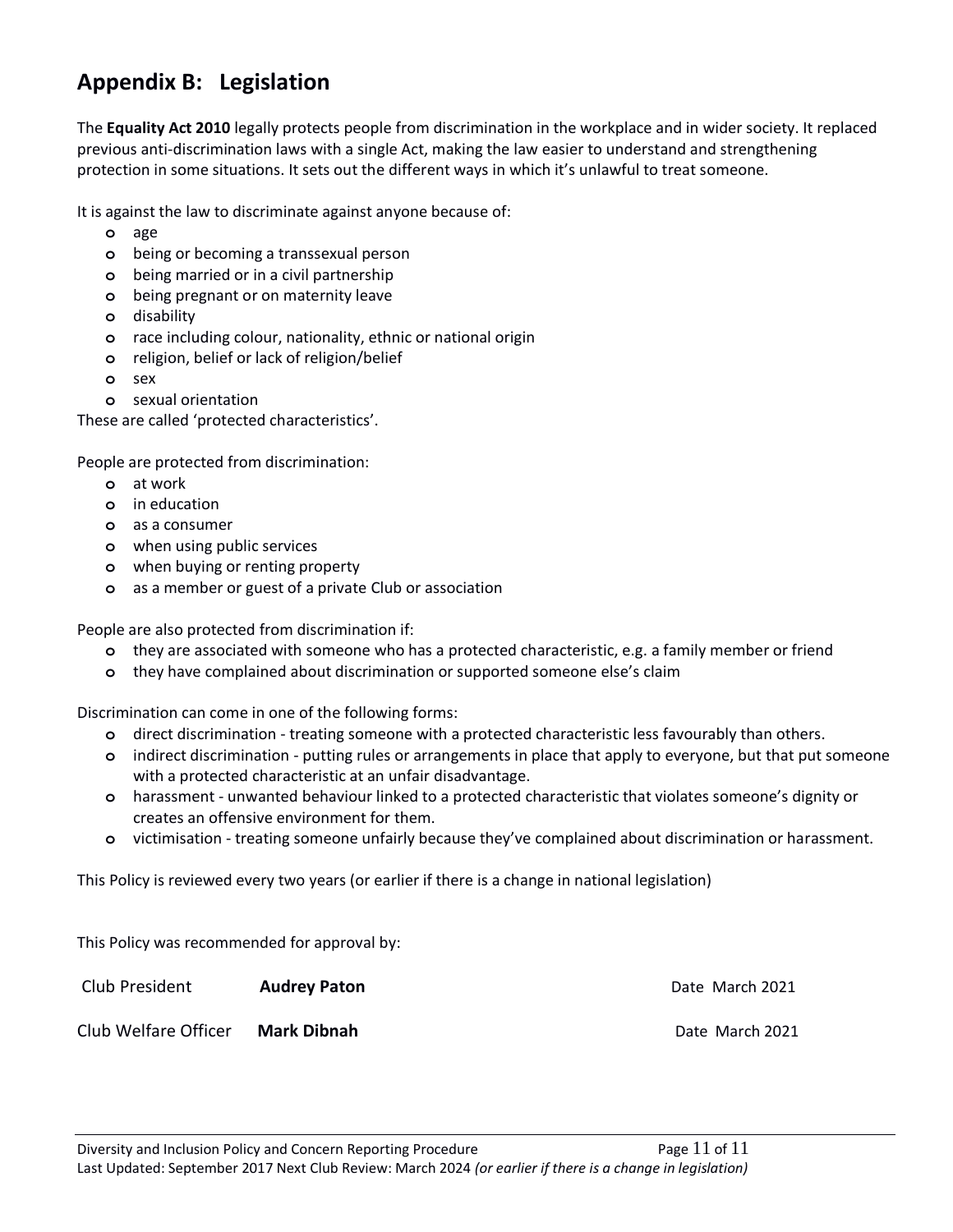## Appendix B: Legislation

The **Equality Act 2010** legally protects people from discrimination in the workplace and in wider society. It replaced previous anti-discrimination laws with a single Act, making the law easier to understand and strengthening protection in some situations. It sets out the different ways in which it's unlawful to treat someone.

It is against the law to discriminate against anyone because of:

- age
- being or becoming a transsexual person
- being married or in a civil partnership
- being pregnant or on maternity leave
- disability
- race including colour, nationality, ethnic or national origin
- religion, belief or lack of religion/belief
- sex
- sexual orientation

These are called 'protected characteristics'.

People are protected from discrimination:

- at work
- in education
- as a consumer
- when using public services
- when buying or renting property
- as a member or guest of a private Club or association

People are also protected from discrimination if:

- they are associated with someone who has a protected characteristic, e.g. a family member or friend
- they have complained about discrimination or supported someone else's claim

Discrimination can come in one of the following forms:

- direct discrimination - treating someone with a protected characteristic less favourably than others.
- indirect discrimination - putting rules or arrangements in place that apply to everyone, but that put someone with a protected characteristic at an unfair disadvantage.
- harassment - unwanted behaviour linked to a protected characteristic that violates someone's dignity or creates an offensive environment for them.
- victimisation - treating someone unfairly because they've complained about discrimination or harassment.

This Policy is reviewed every two years (or earlier if there is a change in national legislation)

This Policy was recommended for approval by:

| | | |
|---|---|---|
| Club President | **Audrey Paton** | Date March 2021 |
| Club Welfare Officer | **Mark Dibnah** | Date March 2021 |